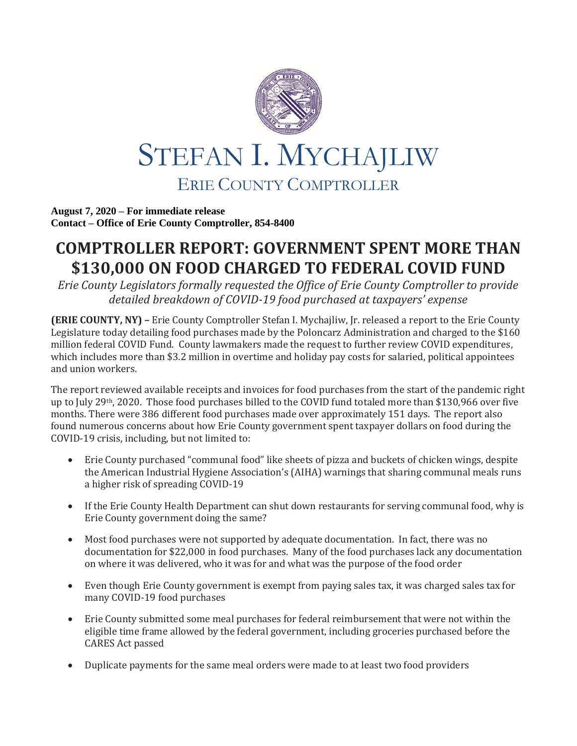# STEFAN I. MYCHAJLIW

## ERIE COUNTY COMPTROLLER

**August 7, 2020 – For immediate release**
**Contact – Office of Erie County Comptroller, 854-8400**

# COMPTROLLER REPORT: GOVERNMENT SPENT MORE THAN $130,000 ON FOOD CHARGED TO FEDERAL COVID FUND

*Erie County Legislators formally requested the Office of Erie County Comptroller to provide detailed breakdown of COVID-19 food purchased at taxpayers' expense*

**(ERIE COUNTY, NY) –** Erie County Comptroller Stefan I. Mychajliw, Jr. released a report to the Erie County Legislature today detailing food purchases made by the Poloncarz Administration and charged to the $160 million federal COVID Fund. County lawmakers made the request to further review COVID expenditures, which includes more than $3.2 million in overtime and holiday pay costs for salaried, political appointees and union workers.

The report reviewed available receipts and invoices for food purchases from the start of the pandemic right up to July 29th, 2020. Those food purchases billed to the COVID fund totaled more than $130,966 over five months. There were 386 different food purchases made over approximately 151 days. The report also found numerous concerns about how Erie County government spent taxpayer dollars on food during the COVID-19 crisis, including, but not limited to:

- Erie County purchased "communal food" like sheets of pizza and buckets of chicken wings, despite the American Industrial Hygiene Association's (AIHA) warnings that sharing communal meals runs a higher risk of spreading COVID-19
- If the Erie County Health Department can shut down restaurants for serving communal food, why is Erie County government doing the same?
- Most food purchases were not supported by adequate documentation. In fact, there was no documentation for $22,000 in food purchases. Many of the food purchases lack any documentation on where it was delivered, who it was for and what was the purpose of the food order
- Even though Erie County government is exempt from paying sales tax, it was charged sales tax for many COVID-19 food purchases
- Erie County submitted some meal purchases for federal reimbursement that were not within the eligible time frame allowed by the federal government, including groceries purchased before the CARES Act passed
- Duplicate payments for the same meal orders were made to at least two food providers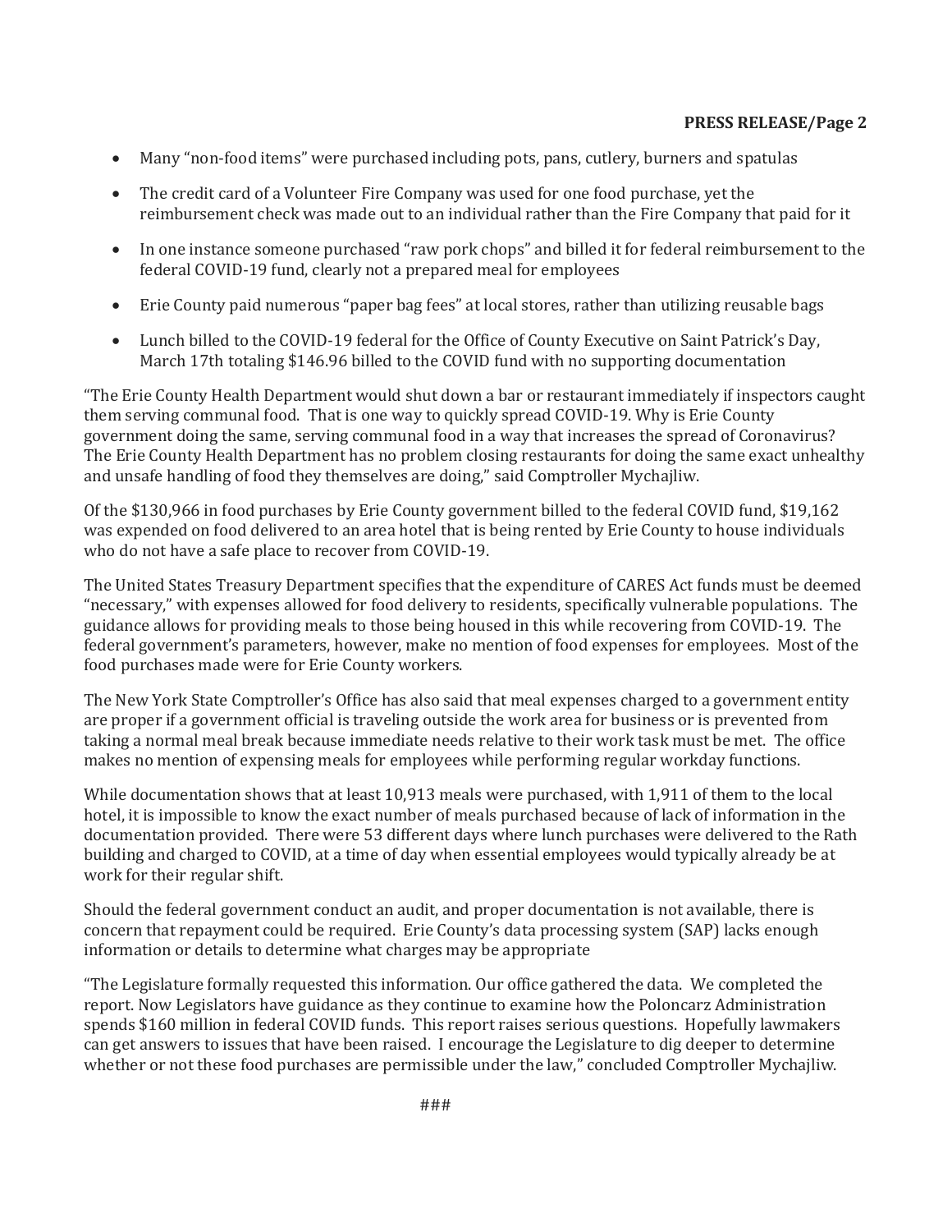- Many "non-food items" were purchased including pots, pans, cutlery, burners and spatulas
- The credit card of a Volunteer Fire Company was used for one food purchase, yet the reimbursement check was made out to an individual rather than the Fire Company that paid for it
- In one instance someone purchased "raw pork chops" and billed it for federal reimbursement to the federal COVID-19 fund, clearly not a prepared meal for employees
- Erie County paid numerous "paper bag fees" at local stores, rather than utilizing reusable bags
- Lunch billed to the COVID-19 federal for the Office of County Executive on Saint Patrick's Day, March 17th totaling $146.96 billed to the COVID fund with no supporting documentation

"The Erie County Health Department would shut down a bar or restaurant immediately if inspectors caught them serving communal food. That is one way to quickly spread COVID-19. Why is Erie County government doing the same, serving communal food in a way that increases the spread of Coronavirus? The Erie County Health Department has no problem closing restaurants for doing the same exact unhealthy and unsafe handling of food they themselves are doing," said Comptroller Mychajliw.

Of the $130,966 in food purchases by Erie County government billed to the federal COVID fund, $19,162 was expended on food delivered to an area hotel that is being rented by Erie County to house individuals who do not have a safe place to recover from COVID-19.

The United States Treasury Department specifies that the expenditure of CARES Act funds must be deemed "necessary," with expenses allowed for food delivery to residents, specifically vulnerable populations. The guidance allows for providing meals to those being housed in this while recovering from COVID-19. The federal government's parameters, however, make no mention of food expenses for employees. Most of the food purchases made were for Erie County workers.

The New York State Comptroller's Office has also said that meal expenses charged to a government entity are proper if a government official is traveling outside the work area for business or is prevented from taking a normal meal break because immediate needs relative to their work task must be met. The office makes no mention of expensing meals for employees while performing regular workday functions.

While documentation shows that at least 10,913 meals were purchased, with 1,911 of them to the local hotel, it is impossible to know the exact number of meals purchased because of lack of information in the documentation provided. There were 53 different days where lunch purchases were delivered to the Rath building and charged to COVID, at a time of day when essential employees would typically already be at work for their regular shift.

Should the federal government conduct an audit, and proper documentation is not available, there is concern that repayment could be required. Erie County's data processing system (SAP) lacks enough information or details to determine what charges may be appropriate

"The Legislature formally requested this information. Our office gathered the data. We completed the report. Now Legislators have guidance as they continue to examine how the Poloncarz Administration spends $160 million in federal COVID funds. This report raises serious questions. Hopefully lawmakers can get answers to issues that have been raised. I encourage the Legislature to dig deeper to determine whether or not these food purchases are permissible under the law," concluded Comptroller Mychajliw.

###